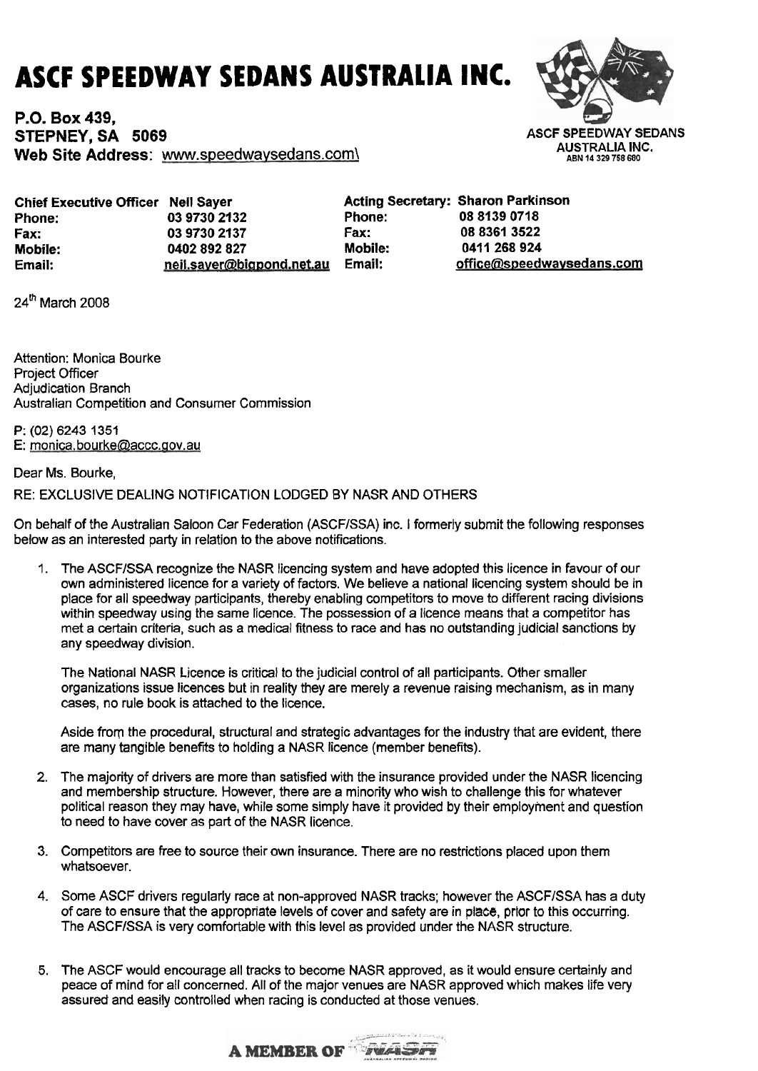# ASCF SPEEDWAY SEDANS AUSTRALIA INC.

**P.O. Box 439,**
**STEPNEY, SA 5069**
**Web Site Address:** www.speedwaysedans.com\

ASCF SPEEDWAY SEDANS AUSTRALIA INC.
ABN 14 329 758 680

| | | | |
|---|---|---|---|
| **Chief Executive Officer** | **Neil Sayer** | **Acting Secretary:** | **Sharon Parkinson** |
| **Phone:** | **03 9730 2132** | **Phone:** | **08 8139 0718** |
| **Fax:** | **03 9730 2137** | **Fax:** | **08 8361 3522** |
| **Mobile:** | **0402 892 827** | **Mobile:** | **0411 268 924** |
| **Email:** | **neil.sayer@bigpond.net.au** | **Email:** | **office@speedwaysedans.com** |

24th March 2008

Attention: Monica Bourke
Project Officer
Adjudication Branch
Australian Competition and Consumer Commission

P: (02) 6243 1351
E: monica.bourke@accc.gov.au

Dear Ms. Bourke,

RE: EXCLUSIVE DEALING NOTIFICATION LODGED BY NASR AND OTHERS

On behalf of the Australian Saloon Car Federation (ASCF/SSA) inc. I formerly submit the following responses below as an interested party in relation to the above notifications.

1. The ASCF/SSA recognize the NASR licencing system and have adopted this licence in favour of our own administered licence for a variety of factors. We believe a national licencing system should be in place for all speedway participants, thereby enabling competitors to move to different racing divisions within speedway using the same licence. The possession of a licence means that a competitor has met a certain criteria, such as a medical fitness to race and has no outstanding judicial sanctions by any speedway division.

   The National NASR Licence is critical to the judicial control of all participants. Other smaller organizations issue licences but in reality they are merely a revenue raising mechanism, as in many cases, no rule book is attached to the licence.

   Aside from the procedural, structural and strategic advantages for the industry that are evident, there are many tangible benefits to holding a NASR licence (member benefits).

2. The majority of drivers are more than satisfied with the insurance provided under the NASR licencing and membership structure. However, there are a minority who wish to challenge this for whatever political reason they may have, while some simply have it provided by their employment and question to need to have cover as part of the NASR licence.

3. Competitors are free to source their own insurance. There are no restrictions placed upon them whatsoever.

4. Some ASCF drivers regularly race at non-approved NASR tracks; however the ASCF/SSA has a duty of care to ensure that the appropriate levels of cover and safety are in place, prior to this occurring. The ASCF/SSA is very comfortable with this level as provided under the NASR structure.

5. The ASCF would encourage all tracks to become NASR approved, as it would ensure certainly and peace of mind for all concerned. All of the major venues are NASR approved which makes life very assured and easily controlled when racing is conducted at those venues.

**A MEMBER OF NASR**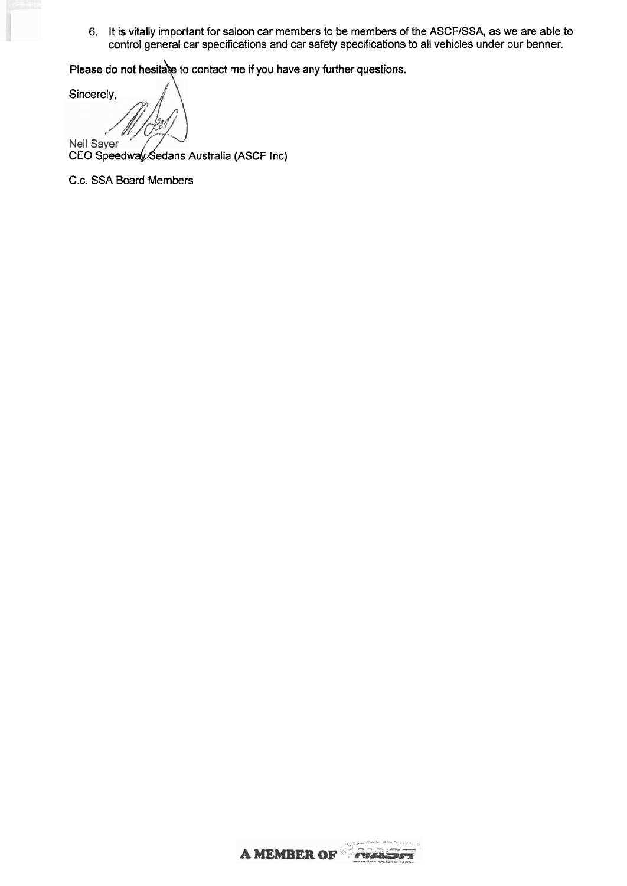6. It is vitally important for saloon car members to be members of the ASCF/SSA, as we are able to control general car specifications and car safety specifications to all vehicles under our banner.

Please do not hesitate to contact me if you have any further questions.

Sincerely,

Neil Sayer
CEO Speedway Sedans Australia (ASCF Inc)

C.c. SSA Board Members

A MEMBER OF